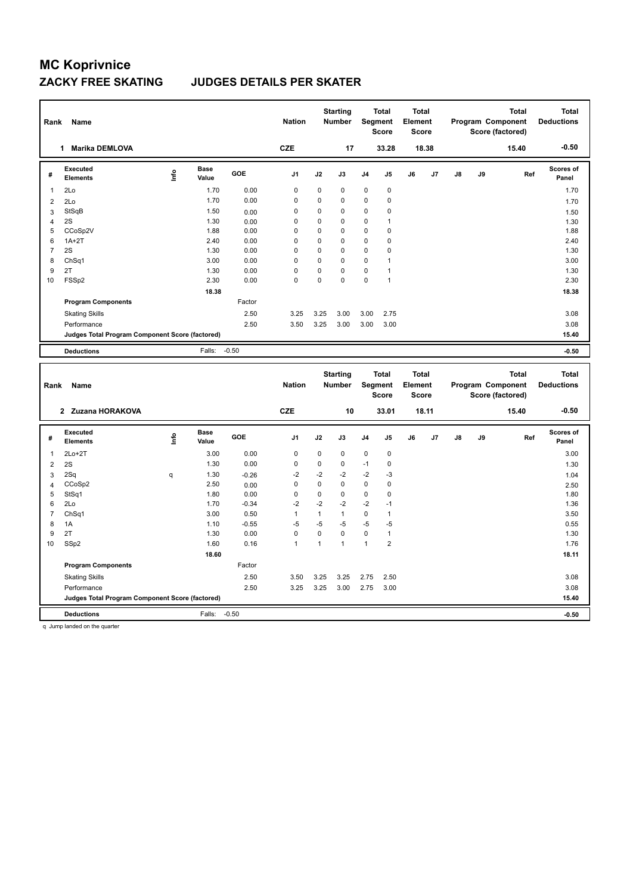# MC Koprivnice

## ZACKY FREE SKATING JUDGES DETAILS PER SKATER

| Rank | Name | Nation | Starting Number | Total Segment Score | Total Element Score | Total Program Component Score (factored) | Total Deductions |
|---|---|---|---|---|---|---|---|
| 1 | Marika DEMLOVA | CZE | 17 | 33.28 | 18.38 | 15.40 | -0.50 |

| # | Executed Elements | Info | Base Value | GOE | J1 | J2 | J3 | J4 | J5 | J6 | J7 | J8 | J9 | Ref | Scores of Panel |
|---|---|---|---|---|---|---|---|---|---|---|---|---|---|---|---|
| 1 | 2Lo | | 1.70 | 0.00 | 0 | 0 | 0 | 0 | 0 | | | | | | 1.70 |
| 2 | 2Lo | | 1.70 | 0.00 | 0 | 0 | 0 | 0 | 0 | | | | | | 1.70 |
| 3 | StSqB | | 1.50 | 0.00 | 0 | 0 | 0 | 0 | 0 | | | | | | 1.50 |
| 4 | 2S | | 1.30 | 0.00 | 0 | 0 | 0 | 0 | 1 | | | | | | 1.30 |
| 5 | CCoSp2V | | 1.88 | 0.00 | 0 | 0 | 0 | 0 | 0 | | | | | | 1.88 |
| 6 | 1A+2T | | 2.40 | 0.00 | 0 | 0 | 0 | 0 | 0 | | | | | | 2.40 |
| 7 | 2S | | 1.30 | 0.00 | 0 | 0 | 0 | 0 | 0 | | | | | | 1.30 |
| 8 | ChSq1 | | 3.00 | 0.00 | 0 | 0 | 0 | 0 | 1 | | | | | | 3.00 |
| 9 | 2T | | 1.30 | 0.00 | 0 | 0 | 0 | 0 | 1 | | | | | | 1.30 |
| 10 | FSSp2 | | 2.30 | 0.00 | 0 | 0 | 0 | 0 | 1 | | | | | | 2.30 |
| | | | 18.38 | | | | | | | | | | | | 18.38 |
| | Program Components | | | Factor | | | | | | | | | | | |
| | Skating Skills | | | 2.50 | 3.25 | 3.25 | 3.00 | 3.00 | 2.75 | | | | | | 3.08 |
| | Performance | | | 2.50 | 3.50 | 3.25 | 3.00 | 3.00 | 3.00 | | | | | | 3.08 |
| | Judges Total Program Component Score (factored) | | | | | | | | | | | | | | 15.40 |
| | Deductions | | Falls: | -0.50 | | | | | | | | | | | -0.50 |

| Rank | Name | Nation | Starting Number | Total Segment Score | Total Element Score | Total Program Component Score (factored) | Total Deductions |
|---|---|---|---|---|---|---|---|
| 2 | Zuzana HORAKOVA | CZE | 10 | 33.01 | 18.11 | 15.40 | -0.50 |

| # | Executed Elements | Info | Base Value | GOE | J1 | J2 | J3 | J4 | J5 | J6 | J7 | J8 | J9 | Ref | Scores of Panel |
|---|---|---|---|---|---|---|---|---|---|---|---|---|---|---|---|
| 1 | 2Lo+2T | | 3.00 | 0.00 | 0 | 0 | 0 | 0 | 0 | | | | | | 3.00 |
| 2 | 2S | | 1.30 | 0.00 | 0 | 0 | 0 | -1 | 0 | | | | | | 1.30 |
| 3 | 2Sq | q | 1.30 | -0.26 | -2 | -2 | -2 | -2 | -3 | | | | | | 1.04 |
| 4 | CCoSp2 | | 2.50 | 0.00 | 0 | 0 | 0 | 0 | 0 | | | | | | 2.50 |
| 5 | StSq1 | | 1.80 | 0.00 | 0 | 0 | 0 | 0 | 0 | | | | | | 1.80 |
| 6 | 2Lo | | 1.70 | -0.34 | -2 | -2 | -2 | -2 | -1 | | | | | | 1.36 |
| 7 | ChSq1 | | 3.00 | 0.50 | 1 | 1 | 1 | 0 | 1 | | | | | | 3.50 |
| 8 | 1A | | 1.10 | -0.55 | -5 | -5 | -5 | -5 | -5 | | | | | | 0.55 |
| 9 | 2T | | 1.30 | 0.00 | 0 | 0 | 0 | 0 | 1 | | | | | | 1.30 |
| 10 | SSp2 | | 1.60 | 0.16 | 1 | 1 | 1 | 1 | 2 | | | | | | 1.76 |
| | | | 18.60 | | | | | | | | | | | | 18.11 |
| | Program Components | | | Factor | | | | | | | | | | | |
| | Skating Skills | | | 2.50 | 3.50 | 3.25 | 3.25 | 2.75 | 2.50 | | | | | | 3.08 |
| | Performance | | | 2.50 | 3.25 | 3.25 | 3.00 | 2.75 | 3.00 | | | | | | 3.08 |
| | Judges Total Program Component Score (factored) | | | | | | | | | | | | | | 15.40 |
| | Deductions | | Falls: | -0.50 | | | | | | | | | | | -0.50 |

q Jump landed on the quarter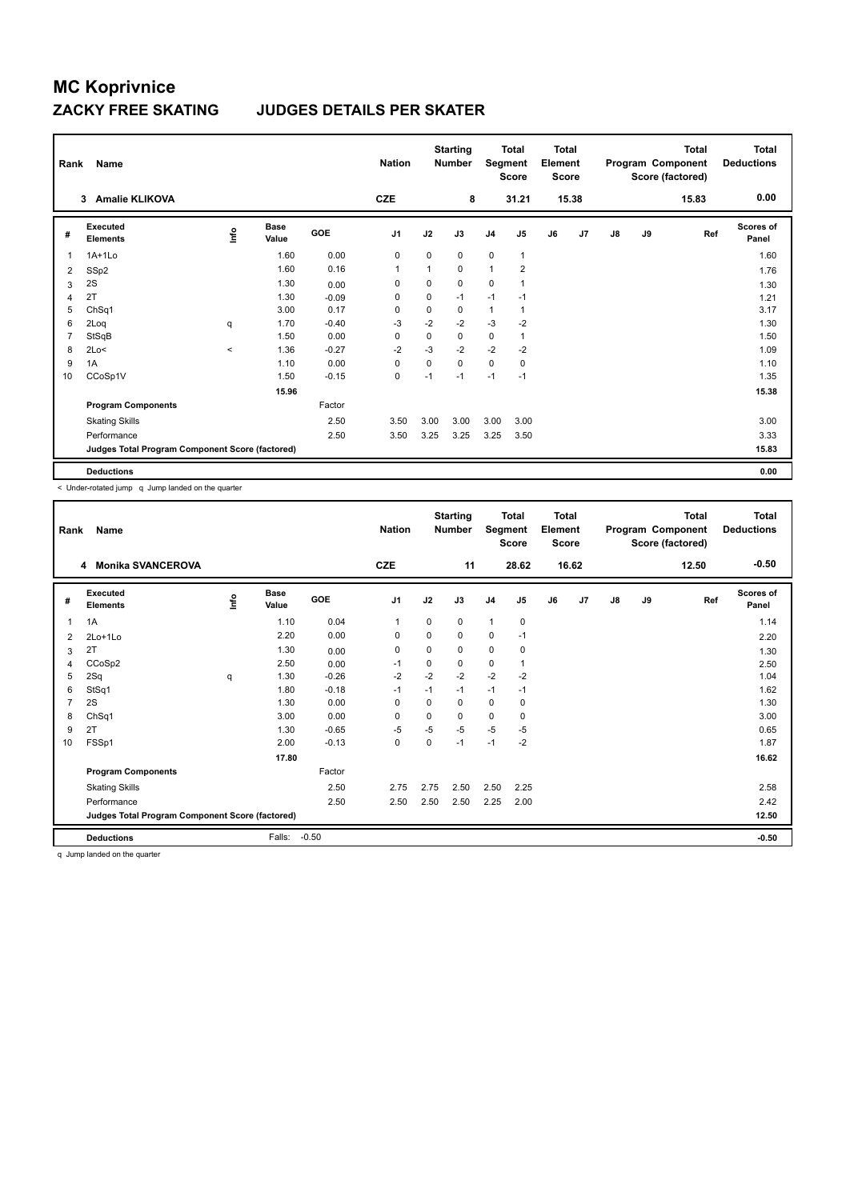# MC Koprivnice

## ZACKY FREE SKATING JUDGES DETAILS PER SKATER

| Rank | Name | Nation | Starting Number | Total Segment Score | Total Element Score | Total Program Component Score (factored) | Total Deductions |
|---|---|---|---|---|---|---|---|
| 3 | Amalie KLIKOVA | CZE | 8 | 31.21 | 15.38 | 15.83 | 0.00 |

| # | Executed Elements | Info | Base Value | GOE | J1 | J2 | J3 | J4 | J5 | J6 | J7 | J8 | J9 | Ref | Scores of Panel |
|---|---|---|---|---|---|---|---|---|---|---|---|---|---|---|---|
| 1 | 1A+1Lo | | 1.60 | 0.00 | 0 | 0 | 0 | 0 | 1 | | | | | | 1.60 |
| 2 | SSp2 | | 1.60 | 0.16 | 1 | 1 | 0 | 1 | 2 | | | | | | 1.76 |
| 3 | 2S | | 1.30 | 0.00 | 0 | 0 | 0 | 0 | 1 | | | | | | 1.30 |
| 4 | 2T | | 1.30 | -0.09 | 0 | 0 | -1 | -1 | -1 | | | | | | 1.21 |
| 5 | ChSq1 | | 3.00 | 0.17 | 0 | 0 | 0 | 1 | 1 | | | | | | 3.17 |
| 6 | 2Loq | q | 1.70 | -0.40 | -3 | -2 | -2 | -3 | -2 | | | | | | 1.30 |
| 7 | StSqB | | 1.50 | 0.00 | 0 | 0 | 0 | 0 | 1 | | | | | | 1.50 |
| 8 | 2Lo< | < | 1.36 | -0.27 | -2 | -3 | -2 | -2 | -2 | | | | | | 1.09 |
| 9 | 1A | | 1.10 | 0.00 | 0 | 0 | 0 | 0 | 0 | | | | | | 1.10 |
| 10 | CCoSp1V | | 1.50 | -0.15 | 0 | -1 | -1 | -1 | -1 | | | | | | 1.35 |
| | | | 15.96 | | | | | | | | | | | | 15.38 |
| | **Program Components** | | | Factor | | | | | | | | | | | |
| | Skating Skills | | | 2.50 | 3.50 | 3.00 | 3.00 | 3.00 | 3.00 | | | | | | 3.00 |
| | Performance | | | 2.50 | 3.50 | 3.25 | 3.25 | 3.25 | 3.50 | | | | | | 3.33 |
| | **Judges Total Program Component Score (factored)** | | | | | | | | | | | | | | 15.83 |
| | **Deductions** | | | | | | | | | | | | | | 0.00 |

< Under-rotated jump q Jump landed on the quarter

| Rank | Name | Nation | Starting Number | Total Segment Score | Total Element Score | Total Program Component Score (factored) | Total Deductions |
|---|---|---|---|---|---|---|---|
| 4 | Monika SVANCEROVA | CZE | 11 | 28.62 | 16.62 | 12.50 | -0.50 |

| # | Executed Elements | Info | Base Value | GOE | J1 | J2 | J3 | J4 | J5 | J6 | J7 | J8 | J9 | Ref | Scores of Panel |
|---|---|---|---|---|---|---|---|---|---|---|---|---|---|---|---|
| 1 | 1A | | 1.10 | 0.04 | 1 | 0 | 0 | 1 | 0 | | | | | | 1.14 |
| 2 | 2Lo+1Lo | | 2.20 | 0.00 | 0 | 0 | 0 | 0 | -1 | | | | | | 2.20 |
| 3 | 2T | | 1.30 | 0.00 | 0 | 0 | 0 | 0 | 0 | | | | | | 1.30 |
| 4 | CCoSp2 | | 2.50 | 0.00 | -1 | 0 | 0 | 0 | 1 | | | | | | 2.50 |
| 5 | 2Sq | q | 1.30 | -0.26 | -2 | -2 | -2 | -2 | -2 | | | | | | 1.04 |
| 6 | StSq1 | | 1.80 | -0.18 | -1 | -1 | -1 | -1 | -1 | | | | | | 1.62 |
| 7 | 2S | | 1.30 | 0.00 | 0 | 0 | 0 | 0 | 0 | | | | | | 1.30 |
| 8 | ChSq1 | | 3.00 | 0.00 | 0 | 0 | 0 | 0 | 0 | | | | | | 3.00 |
| 9 | 2T | | 1.30 | -0.65 | -5 | -5 | -5 | -5 | -5 | | | | | | 0.65 |
| 10 | FSSp1 | | 2.00 | -0.13 | 0 | 0 | -1 | -1 | -2 | | | | | | 1.87 |
| | | | 17.80 | | | | | | | | | | | | 16.62 |
| | **Program Components** | | | Factor | | | | | | | | | | | |
| | Skating Skills | | | 2.50 | 2.75 | 2.75 | 2.50 | 2.50 | 2.25 | | | | | | 2.58 |
| | Performance | | | 2.50 | 2.50 | 2.50 | 2.50 | 2.25 | 2.00 | | | | | | 2.42 |
| | **Judges Total Program Component Score (factored)** | | | | | | | | | | | | | | 12.50 |
| | **Deductions** | | Falls: | -0.50 | | | | | | | | | | | -0.50 |

q Jump landed on the quarter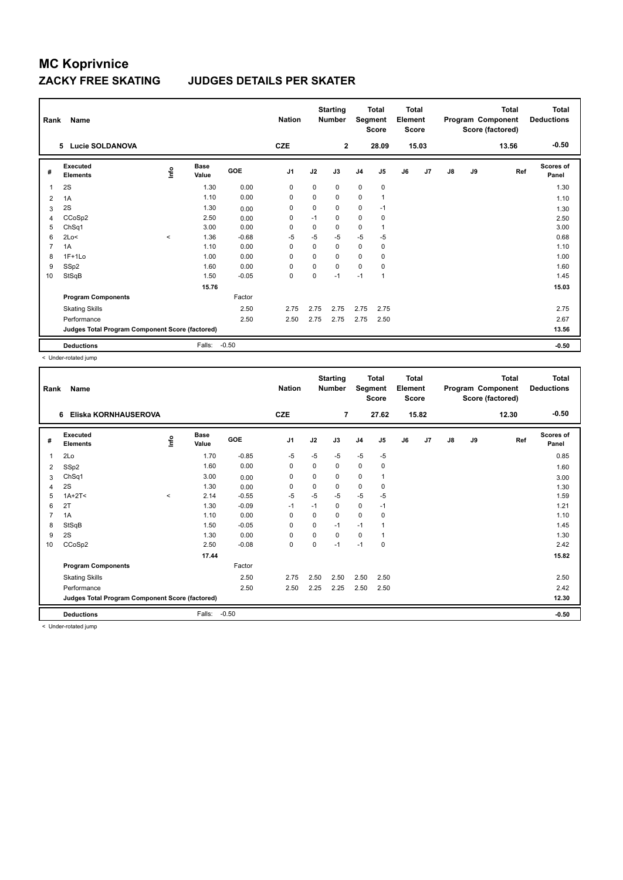# MC Koprivnice

## ZACKY FREE SKATING JUDGES DETAILS PER SKATER

| Rank | Name | Nation | Starting Number | Total Segment Score | Total Element Score | Total Program Component Score (factored) | Total Deductions |
|---|---|---|---|---|---|---|---|
| 5 | Lucie SOLDANOVA | CZE | 2 | 28.09 | 15.03 | 13.56 | -0.50 |

| # | Executed Elements | Info | Base Value | GOE | J1 | J2 | J3 | J4 | J5 | J6 | J7 | J8 | J9 | Ref | Scores of Panel |
|---|---|---|---|---|---|---|---|---|---|---|---|---|---|---|---|
| 1 | 2S | | 1.30 | 0.00 | 0 | 0 | 0 | 0 | 0 | | | | | | 1.30 |
| 2 | 1A | | 1.10 | 0.00 | 0 | 0 | 0 | 0 | 1 | | | | | | 1.10 |
| 3 | 2S | | 1.30 | 0.00 | 0 | 0 | 0 | 0 | -1 | | | | | | 1.30 |
| 4 | CCoSp2 | | 2.50 | 0.00 | 0 | -1 | 0 | 0 | 0 | | | | | | 2.50 |
| 5 | ChSq1 | | 3.00 | 0.00 | 0 | 0 | 0 | 0 | 1 | | | | | | 3.00 |
| 6 | 2Lo< | < | 1.36 | -0.68 | -5 | -5 | -5 | -5 | -5 | | | | | | 0.68 |
| 7 | 1A | | 1.10 | 0.00 | 0 | 0 | 0 | 0 | 0 | | | | | | 1.10 |
| 8 | 1F+1Lo | | 1.00 | 0.00 | 0 | 0 | 0 | 0 | 0 | | | | | | 1.00 |
| 9 | SSp2 | | 1.60 | 0.00 | 0 | 0 | 0 | 0 | 0 | | | | | | 1.60 |
| 10 | StSqB | | 1.50 | -0.05 | 0 | 0 | -1 | -1 | 1 | | | | | | 1.45 |
| | | | 15.76 | | | | | | | | | | | | 15.03 |
| | Program Components | | | Factor | | | | | | | | | | | |
| | Skating Skills | | | 2.50 | 2.75 | 2.75 | 2.75 | 2.75 | 2.75 | | | | | | 2.75 |
| | Performance | | | 2.50 | 2.50 | 2.75 | 2.75 | 2.75 | 2.50 | | | | | | 2.67 |
| | Judges Total Program Component Score (factored) | | | | | | | | | | | | | | 13.56 |
| | Deductions | | Falls: | -0.50 | | | | | | | | | | | -0.50 |

< Under-rotated jump

| Rank | Name | Nation | Starting Number | Total Segment Score | Total Element Score | Total Program Component Score (factored) | Total Deductions |
|---|---|---|---|---|---|---|---|
| 6 | Eliska KORNHAUSEROVA | CZE | 7 | 27.62 | 15.82 | 12.30 | -0.50 |

| # | Executed Elements | Info | Base Value | GOE | J1 | J2 | J3 | J4 | J5 | J6 | J7 | J8 | J9 | Ref | Scores of Panel |
|---|---|---|---|---|---|---|---|---|---|---|---|---|---|---|---|
| 1 | 2Lo | | 1.70 | -0.85 | -5 | -5 | -5 | -5 | -5 | | | | | | 0.85 |
| 2 | SSp2 | | 1.60 | 0.00 | 0 | 0 | 0 | 0 | 0 | | | | | | 1.60 |
| 3 | ChSq1 | | 3.00 | 0.00 | 0 | 0 | 0 | 0 | 1 | | | | | | 3.00 |
| 4 | 2S | | 1.30 | 0.00 | 0 | 0 | 0 | 0 | 0 | | | | | | 1.30 |
| 5 | 1A+2T< | < | 2.14 | -0.55 | -5 | -5 | -5 | -5 | -5 | | | | | | 1.59 |
| 6 | 2T | | 1.30 | -0.09 | -1 | -1 | 0 | 0 | -1 | | | | | | 1.21 |
| 7 | 1A | | 1.10 | 0.00 | 0 | 0 | 0 | 0 | 0 | | | | | | 1.10 |
| 8 | StSqB | | 1.50 | -0.05 | 0 | 0 | -1 | -1 | 1 | | | | | | 1.45 |
| 9 | 2S | | 1.30 | 0.00 | 0 | 0 | 0 | 0 | 1 | | | | | | 1.30 |
| 10 | CCoSp2 | | 2.50 | -0.08 | 0 | 0 | -1 | -1 | 0 | | | | | | 2.42 |
| | | | 17.44 | | | | | | | | | | | | 15.82 |
| | Program Components | | | Factor | | | | | | | | | | | |
| | Skating Skills | | | 2.50 | 2.75 | 2.50 | 2.50 | 2.50 | 2.50 | | | | | | 2.50 |
| | Performance | | | 2.50 | 2.50 | 2.25 | 2.25 | 2.50 | 2.50 | | | | | | 2.42 |
| | Judges Total Program Component Score (factored) | | | | | | | | | | | | | | 12.30 |
| | Deductions | | Falls: | -0.50 | | | | | | | | | | | -0.50 |

< Under-rotated jump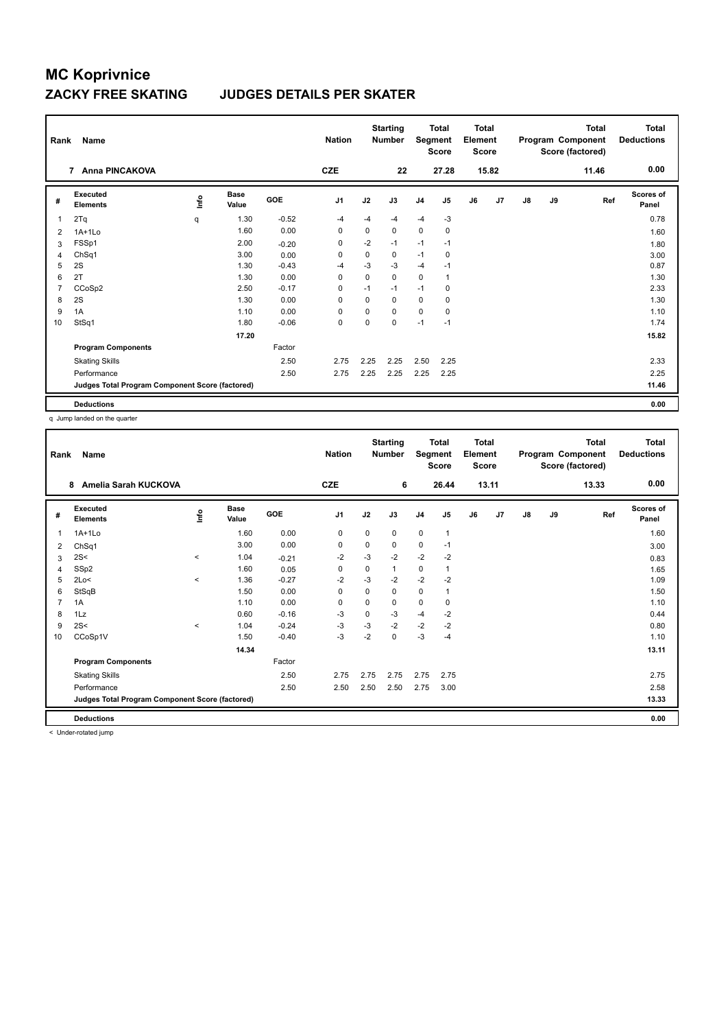# MC Koprivnice

## ZACKY FREE SKATING JUDGES DETAILS PER SKATER

| Rank | Name | Nation | Starting Number | Total Segment Score | Total Element Score | Total Program Component Score (factored) | Total Deductions |
|---|---|---|---|---|---|---|---|
| 7 | Anna PINCAKOVA | CZE | 22 | 27.28 | 15.82 | 11.46 | 0.00 |

| # | Executed Elements | Info | Base Value | GOE | J1 | J2 | J3 | J4 | J5 | J6 | J7 | J8 | J9 | Ref | Scores of Panel |
|---|---|---|---|---|---|---|---|---|---|---|---|---|---|---|---|
| 1 | 2Tq | q | 1.30 | -0.52 | -4 | -4 | -4 | -4 | -3 | | | | | | 0.78 |
| 2 | 1A+1Lo | | 1.60 | 0.00 | 0 | 0 | 0 | 0 | 0 | | | | | | 1.60 |
| 3 | FSSp1 | | 2.00 | -0.20 | 0 | -2 | -1 | -1 | -1 | | | | | | 1.80 |
| 4 | ChSq1 | | 3.00 | 0.00 | 0 | 0 | 0 | -1 | 0 | | | | | | 3.00 |
| 5 | 2S | | 1.30 | -0.43 | -4 | -3 | -3 | -4 | -1 | | | | | | 0.87 |
| 6 | 2T | | 1.30 | 0.00 | 0 | 0 | 0 | 0 | 1 | | | | | | 1.30 |
| 7 | CCoSp2 | | 2.50 | -0.17 | 0 | -1 | -1 | -1 | 0 | | | | | | 2.33 |
| 8 | 2S | | 1.30 | 0.00 | 0 | 0 | 0 | 0 | 0 | | | | | | 1.30 |
| 9 | 1A | | 1.10 | 0.00 | 0 | 0 | 0 | 0 | 0 | | | | | | 1.10 |
| 10 | StSq1 | | 1.80 | -0.06 | 0 | 0 | 0 | -1 | -1 | | | | | | 1.74 |
| | | | 17.20 | | | | | | | | | | | | 15.82 |
| | **Program Components** | | | Factor | | | | | | | | | | | |
| | Skating Skills | | | 2.50 | 2.75 | 2.25 | 2.25 | 2.50 | 2.25 | | | | | | 2.33 |
| | Performance | | | 2.50 | 2.75 | 2.25 | 2.25 | 2.25 | 2.25 | | | | | | 2.25 |
| | **Judges Total Program Component Score (factored)** | | | | | | | | | | | | | | 11.46 |
| | **Deductions** | | | | | | | | | | | | | | 0.00 |

q Jump landed on the quarter

| Rank | Name | Nation | Starting Number | Total Segment Score | Total Element Score | Total Program Component Score (factored) | Total Deductions |
|---|---|---|---|---|---|---|---|
| 8 | Amelia Sarah KUCKOVA | CZE | 6 | 26.44 | 13.11 | 13.33 | 0.00 |

| # | Executed Elements | Info | Base Value | GOE | J1 | J2 | J3 | J4 | J5 | J6 | J7 | J8 | J9 | Ref | Scores of Panel |
|---|---|---|---|---|---|---|---|---|---|---|---|---|---|---|---|
| 1 | 1A+1Lo | | 1.60 | 0.00 | 0 | 0 | 0 | 0 | 1 | | | | | | 1.60 |
| 2 | ChSq1 | | 3.00 | 0.00 | 0 | 0 | 0 | 0 | -1 | | | | | | 3.00 |
| 3 | 2S< | < | 1.04 | -0.21 | -2 | -3 | -2 | -2 | -2 | | | | | | 0.83 |
| 4 | SSp2 | | 1.60 | 0.05 | 0 | 0 | 1 | 0 | 1 | | | | | | 1.65 |
| 5 | 2Lo< | < | 1.36 | -0.27 | -2 | -3 | -2 | -2 | -2 | | | | | | 1.09 |
| 6 | StSqB | | 1.50 | 0.00 | 0 | 0 | 0 | 0 | 1 | | | | | | 1.50 |
| 7 | 1A | | 1.10 | 0.00 | 0 | 0 | 0 | 0 | 0 | | | | | | 1.10 |
| 8 | 1Lz | | 0.60 | -0.16 | -3 | 0 | -3 | -4 | -2 | | | | | | 0.44 |
| 9 | 2S< | < | 1.04 | -0.24 | -3 | -3 | -2 | -2 | -2 | | | | | | 0.80 |
| 10 | CCoSp1V | | 1.50 | -0.40 | -3 | -2 | 0 | -3 | -4 | | | | | | 1.10 |
| | | | 14.34 | | | | | | | | | | | | 13.11 |
| | **Program Components** | | | Factor | | | | | | | | | | | |
| | Skating Skills | | | 2.50 | 2.75 | 2.75 | 2.75 | 2.75 | 2.75 | | | | | | 2.75 |
| | Performance | | | 2.50 | 2.50 | 2.50 | 2.50 | 2.75 | 3.00 | | | | | | 2.58 |
| | **Judges Total Program Component Score (factored)** | | | | | | | | | | | | | | 13.33 |
| | **Deductions** | | | | | | | | | | | | | | 0.00 |

< Under-rotated jump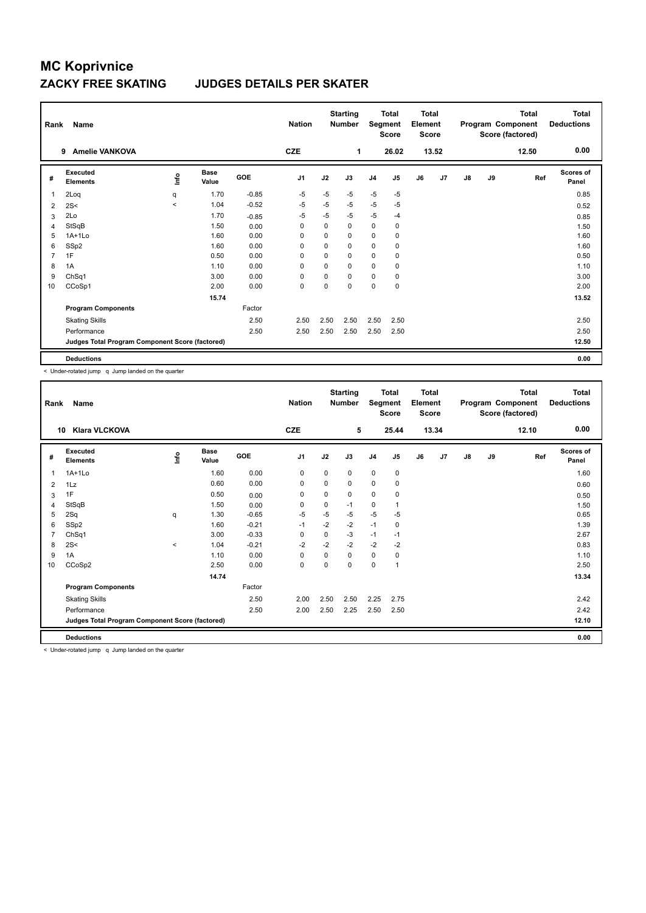# MC Koprivnice

## ZACKY FREE SKATING JUDGES DETAILS PER SKATER

| Rank | Name | Nation | Starting Number | Total Segment Score | Total Element Score | Total Program Component Score (factored) | Total Deductions |
|---|---|---|---|---|---|---|---|
| 9 | Amelie VANKOVA | CZE | 1 | 26.02 | 13.52 | 12.50 | 0.00 |

| # | Executed Elements | Info | Base Value | GOE | J1 | J2 | J3 | J4 | J5 | J6 | J7 | J8 | J9 | Ref | Scores of Panel |
|---|---|---|---|---|---|---|---|---|---|---|---|---|---|---|---|
| 1 | 2Loq | q | 1.70 | -0.85 | -5 | -5 | -5 | -5 | -5 | | | | | | 0.85 |
| 2 | 2S< | < | 1.04 | -0.52 | -5 | -5 | -5 | -5 | -5 | | | | | | 0.52 |
| 3 | 2Lo | | 1.70 | -0.85 | -5 | -5 | -5 | -5 | -4 | | | | | | 0.85 |
| 4 | StSqB | | 1.50 | 0.00 | 0 | 0 | 0 | 0 | 0 | | | | | | 1.50 |
| 5 | 1A+1Lo | | 1.60 | 0.00 | 0 | 0 | 0 | 0 | 0 | | | | | | 1.60 |
| 6 | SSp2 | | 1.60 | 0.00 | 0 | 0 | 0 | 0 | 0 | | | | | | 1.60 |
| 7 | 1F | | 0.50 | 0.00 | 0 | 0 | 0 | 0 | 0 | | | | | | 0.50 |
| 8 | 1A | | 1.10 | 0.00 | 0 | 0 | 0 | 0 | 0 | | | | | | 1.10 |
| 9 | ChSq1 | | 3.00 | 0.00 | 0 | 0 | 0 | 0 | 0 | | | | | | 3.00 |
| 10 | CCoSp1 | | 2.00 | 0.00 | 0 | 0 | 0 | 0 | 0 | | | | | | 2.00 |
| | | | 15.74 | | | | | | | | | | | | 13.52 |
| | **Program Components** | | | Factor | | | | | | | | | | | |
| | Skating Skills | | | 2.50 | 2.50 | 2.50 | 2.50 | 2.50 | 2.50 | | | | | | 2.50 |
| | Performance | | | 2.50 | 2.50 | 2.50 | 2.50 | 2.50 | 2.50 | | | | | | 2.50 |
| | **Judges Total Program Component Score (factored)** | | | | | | | | | | | | | | 12.50 |
| | **Deductions** | | | | | | | | | | | | | | 0.00 |

< Under-rotated jump q Jump landed on the quarter

| Rank | Name | Nation | Starting Number | Total Segment Score | Total Element Score | Total Program Component Score (factored) | Total Deductions |
|---|---|---|---|---|---|---|---|
| 10 | Klara VLCKOVA | CZE | 5 | 25.44 | 13.34 | 12.10 | 0.00 |

| # | Executed Elements | Info | Base Value | GOE | J1 | J2 | J3 | J4 | J5 | J6 | J7 | J8 | J9 | Ref | Scores of Panel |
|---|---|---|---|---|---|---|---|---|---|---|---|---|---|---|---|
| 1 | 1A+1Lo | | 1.60 | 0.00 | 0 | 0 | 0 | 0 | 0 | | | | | | 1.60 |
| 2 | 1Lz | | 0.60 | 0.00 | 0 | 0 | 0 | 0 | 0 | | | | | | 0.60 |
| 3 | 1F | | 0.50 | 0.00 | 0 | 0 | 0 | 0 | 0 | | | | | | 0.50 |
| 4 | StSqB | | 1.50 | 0.00 | 0 | 0 | -1 | 0 | 1 | | | | | | 1.50 |
| 5 | 2Sq | q | 1.30 | -0.65 | -5 | -5 | -5 | -5 | -5 | | | | | | 0.65 |
| 6 | SSp2 | | 1.60 | -0.21 | -1 | -2 | -2 | -1 | 0 | | | | | | 1.39 |
| 7 | ChSq1 | | 3.00 | -0.33 | 0 | 0 | -3 | -1 | -1 | | | | | | 2.67 |
| 8 | 2S< | < | 1.04 | -0.21 | -2 | -2 | -2 | -2 | -2 | | | | | | 0.83 |
| 9 | 1A | | 1.10 | 0.00 | 0 | 0 | 0 | 0 | 0 | | | | | | 1.10 |
| 10 | CCoSp2 | | 2.50 | 0.00 | 0 | 0 | 0 | 0 | 1 | | | | | | 2.50 |
| | | | 14.74 | | | | | | | | | | | | 13.34 |
| | **Program Components** | | | Factor | | | | | | | | | | | |
| | Skating Skills | | | 2.50 | 2.00 | 2.50 | 2.50 | 2.25 | 2.75 | | | | | | 2.42 |
| | Performance | | | 2.50 | 2.00 | 2.50 | 2.25 | 2.50 | 2.50 | | | | | | 2.42 |
| | **Judges Total Program Component Score (factored)** | | | | | | | | | | | | | | 12.10 |
| | **Deductions** | | | | | | | | | | | | | | 0.00 |

< Under-rotated jump q Jump landed on the quarter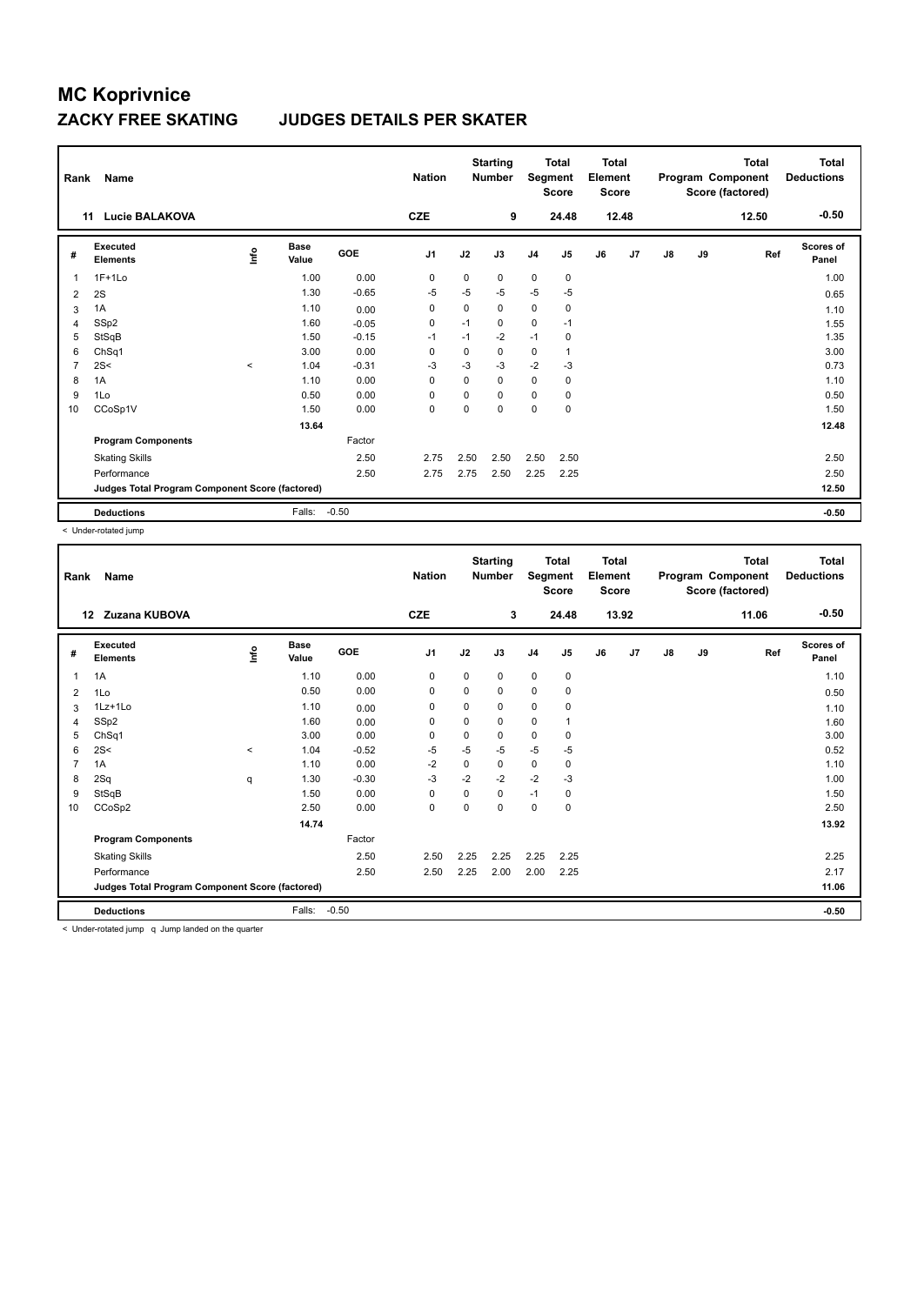# MC Koprivnice

## ZACKY FREE SKATING JUDGES DETAILS PER SKATER

| Rank | Name | Nation | Starting Number | Total Segment Score | Total Element Score | Total Program Component Score (factored) | Total Deductions |
|---|---|---|---|---|---|---|---|
| 11 | Lucie BALAKOVA | CZE | 9 | 24.48 | 12.48 | 12.50 | -0.50 |

| # | Executed Elements | Info | Base Value | GOE | J1 | J2 | J3 | J4 | J5 | J6 | J7 | J8 | J9 | Ref | Scores of Panel |
|---|---|---|---|---|---|---|---|---|---|---|---|---|---|---|---|
| 1 | 1F+1Lo | | 1.00 | 0.00 | 0 | 0 | 0 | 0 | 0 | | | | | | 1.00 |
| 2 | 2S | | 1.30 | -0.65 | -5 | -5 | -5 | -5 | -5 | | | | | | 0.65 |
| 3 | 1A | | 1.10 | 0.00 | 0 | 0 | 0 | 0 | 0 | | | | | | 1.10 |
| 4 | SSp2 | | 1.60 | -0.05 | 0 | -1 | 0 | 0 | -1 | | | | | | 1.55 |
| 5 | StSqB | | 1.50 | -0.15 | -1 | -1 | -2 | -1 | 0 | | | | | | 1.35 |
| 6 | ChSq1 | | 3.00 | 0.00 | 0 | 0 | 0 | 0 | 1 | | | | | | 3.00 |
| 7 | 2S< | < | 1.04 | -0.31 | -3 | -3 | -3 | -2 | -3 | | | | | | 0.73 |
| 8 | 1A | | 1.10 | 0.00 | 0 | 0 | 0 | 0 | 0 | | | | | | 1.10 |
| 9 | 1Lo | | 0.50 | 0.00 | 0 | 0 | 0 | 0 | 0 | | | | | | 0.50 |
| 10 | CCoSp1V | | 1.50 | 0.00 | 0 | 0 | 0 | 0 | 0 | | | | | | 1.50 |
| | | | 13.64 | | | | | | | | | | | | 12.48 |
| | **Program Components** | | | Factor | | | | | | | | | | | |
| | Skating Skills | | | 2.50 | 2.75 | 2.50 | 2.50 | 2.50 | 2.50 | | | | | | 2.50 |
| | Performance | | | 2.50 | 2.75 | 2.75 | 2.50 | 2.25 | 2.25 | | | | | | 2.50 |
| | **Judges Total Program Component Score (factored)** | | | | | | | | | | | | | | 12.50 |
| | **Deductions** | | Falls: | -0.50 | | | | | | | | | | | -0.50 |

< Under-rotated jump

| Rank | Name | Nation | Starting Number | Total Segment Score | Total Element Score | Total Program Component Score (factored) | Total Deductions |
|---|---|---|---|---|---|---|---|
| 12 | Zuzana KUBOVA | CZE | 3 | 24.48 | 13.92 | 11.06 | -0.50 |

| # | Executed Elements | Info | Base Value | GOE | J1 | J2 | J3 | J4 | J5 | J6 | J7 | J8 | J9 | Ref | Scores of Panel |
|---|---|---|---|---|---|---|---|---|---|---|---|---|---|---|---|
| 1 | 1A | | 1.10 | 0.00 | 0 | 0 | 0 | 0 | 0 | | | | | | 1.10 |
| 2 | 1Lo | | 0.50 | 0.00 | 0 | 0 | 0 | 0 | 0 | | | | | | 0.50 |
| 3 | 1Lz+1Lo | | 1.10 | 0.00 | 0 | 0 | 0 | 0 | 0 | | | | | | 1.10 |
| 4 | SSp2 | | 1.60 | 0.00 | 0 | 0 | 0 | 0 | 1 | | | | | | 1.60 |
| 5 | ChSq1 | | 3.00 | 0.00 | 0 | 0 | 0 | 0 | 0 | | | | | | 3.00 |
| 6 | 2S< | < | 1.04 | -0.52 | -5 | -5 | -5 | -5 | -5 | | | | | | 0.52 |
| 7 | 1A | | 1.10 | 0.00 | -2 | 0 | 0 | 0 | 0 | | | | | | 1.10 |
| 8 | 2Sq | q | 1.30 | -0.30 | -3 | -2 | -2 | -2 | -3 | | | | | | 1.00 |
| 9 | StSqB | | 1.50 | 0.00 | 0 | 0 | 0 | -1 | 0 | | | | | | 1.50 |
| 10 | CCoSp2 | | 2.50 | 0.00 | 0 | 0 | 0 | 0 | 0 | | | | | | 2.50 |
| | | | 14.74 | | | | | | | | | | | | 13.92 |
| | **Program Components** | | | Factor | | | | | | | | | | | |
| | Skating Skills | | | 2.50 | 2.50 | 2.25 | 2.25 | 2.25 | 2.25 | | | | | | 2.25 |
| | Performance | | | 2.50 | 2.50 | 2.25 | 2.00 | 2.00 | 2.25 | | | | | | 2.17 |
| | **Judges Total Program Component Score (factored)** | | | | | | | | | | | | | | 11.06 |
| | **Deductions** | | Falls: | -0.50 | | | | | | | | | | | -0.50 |

< Under-rotated jump q Jump landed on the quarter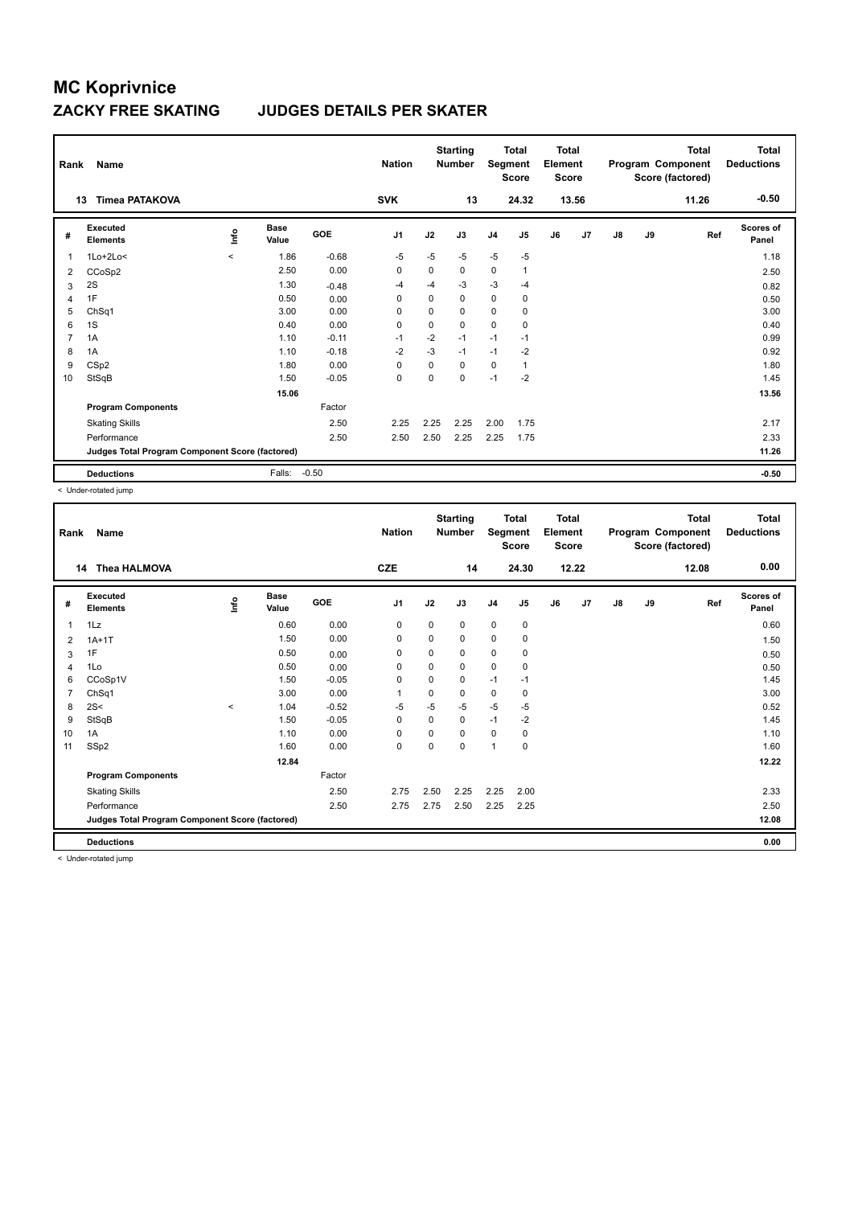# MC Koprivnice

## ZACKY FREE SKATING JUDGES DETAILS PER SKATER

| Rank | Name | Nation | Starting Number | Total Segment Score | Total Element Score | Total Program Component Score (factored) | Total Deductions |
|---|---|---|---|---|---|---|---|
| 13 | Timea PATAKOVA | SVK | 13 | 24.32 | 13.56 | 11.26 | -0.50 |

| # | Executed Elements | Info | Base Value | GOE | J1 | J2 | J3 | J4 | J5 | J6 | J7 | J8 | J9 | Ref | Scores of Panel |
|---|---|---|---|---|---|---|---|---|---|---|---|---|---|---|---|
| 1 | 1Lo+2Lo< | < | 1.86 | -0.68 | -5 | -5 | -5 | -5 | -5 | | | | | | 1.18 |
| 2 | CCoSp2 | | 2.50 | 0.00 | 0 | 0 | 0 | 0 | 1 | | | | | | 2.50 |
| 3 | 2S | | 1.30 | -0.48 | -4 | -4 | -3 | -3 | -4 | | | | | | 0.82 |
| 4 | 1F | | 0.50 | 0.00 | 0 | 0 | 0 | 0 | 0 | | | | | | 0.50 |
| 5 | ChSq1 | | 3.00 | 0.00 | 0 | 0 | 0 | 0 | 0 | | | | | | 3.00 |
| 6 | 1S | | 0.40 | 0.00 | 0 | 0 | 0 | 0 | 0 | | | | | | 0.40 |
| 7 | 1A | | 1.10 | -0.11 | -1 | -2 | -1 | -1 | -1 | | | | | | 0.99 |
| 8 | 1A | | 1.10 | -0.18 | -2 | -3 | -1 | -1 | -2 | | | | | | 0.92 |
| 9 | CSp2 | | 1.80 | 0.00 | 0 | 0 | 0 | 0 | 1 | | | | | | 1.80 |
| 10 | StSqB | | 1.50 | -0.05 | 0 | 0 | 0 | -1 | -2 | | | | | | 1.45 |
| | | | 15.06 | | | | | | | | | | | | 13.56 |
| | **Program Components** | | | Factor | | | | | | | | | | | |
| | Skating Skills | | | 2.50 | 2.25 | 2.25 | 2.25 | 2.00 | 1.75 | | | | | | 2.17 |
| | Performance | | | 2.50 | 2.50 | 2.50 | 2.25 | 2.25 | 1.75 | | | | | | 2.33 |
| | **Judges Total Program Component Score (factored)** | | | | | | | | | | | | | | 11.26 |
| | **Deductions** | | Falls: | -0.50 | | | | | | | | | | | -0.50 |

< Under-rotated jump

| Rank | Name | Nation | Starting Number | Total Segment Score | Total Element Score | Total Program Component Score (factored) | Total Deductions |
|---|---|---|---|---|---|---|---|
| 14 | Thea HALMOVA | CZE | 14 | 24.30 | 12.22 | 12.08 | 0.00 |

| # | Executed Elements | Info | Base Value | GOE | J1 | J2 | J3 | J4 | J5 | J6 | J7 | J8 | J9 | Ref | Scores of Panel |
|---|---|---|---|---|---|---|---|---|---|---|---|---|---|---|---|
| 1 | 1Lz | | 0.60 | 0.00 | 0 | 0 | 0 | 0 | 0 | | | | | | 0.60 |
| 2 | 1A+1T | | 1.50 | 0.00 | 0 | 0 | 0 | 0 | 0 | | | | | | 1.50 |
| 3 | 1F | | 0.50 | 0.00 | 0 | 0 | 0 | 0 | 0 | | | | | | 0.50 |
| 4 | 1Lo | | 0.50 | 0.00 | 0 | 0 | 0 | 0 | 0 | | | | | | 0.50 |
| 6 | CCoSp1V | | 1.50 | -0.05 | 0 | 0 | 0 | -1 | -1 | | | | | | 1.45 |
| 7 | ChSq1 | | 3.00 | 0.00 | 1 | 0 | 0 | 0 | 0 | | | | | | 3.00 |
| 8 | 2S< | < | 1.04 | -0.52 | -5 | -5 | -5 | -5 | -5 | | | | | | 0.52 |
| 9 | StSqB | | 1.50 | -0.05 | 0 | 0 | 0 | -1 | -2 | | | | | | 1.45 |
| 10 | 1A | | 1.10 | 0.00 | 0 | 0 | 0 | 0 | 0 | | | | | | 1.10 |
| 11 | SSp2 | | 1.60 | 0.00 | 0 | 0 | 0 | 1 | 0 | | | | | | 1.60 |
| | | | 12.84 | | | | | | | | | | | | 12.22 |
| | **Program Components** | | | Factor | | | | | | | | | | | |
| | Skating Skills | | | 2.50 | 2.75 | 2.50 | 2.25 | 2.25 | 2.00 | | | | | | 2.33 |
| | Performance | | | 2.50 | 2.75 | 2.75 | 2.50 | 2.25 | 2.25 | | | | | | 2.50 |
| | **Judges Total Program Component Score (factored)** | | | | | | | | | | | | | | 12.08 |
| | **Deductions** | | | | | | | | | | | | | | 0.00 |

< Under-rotated jump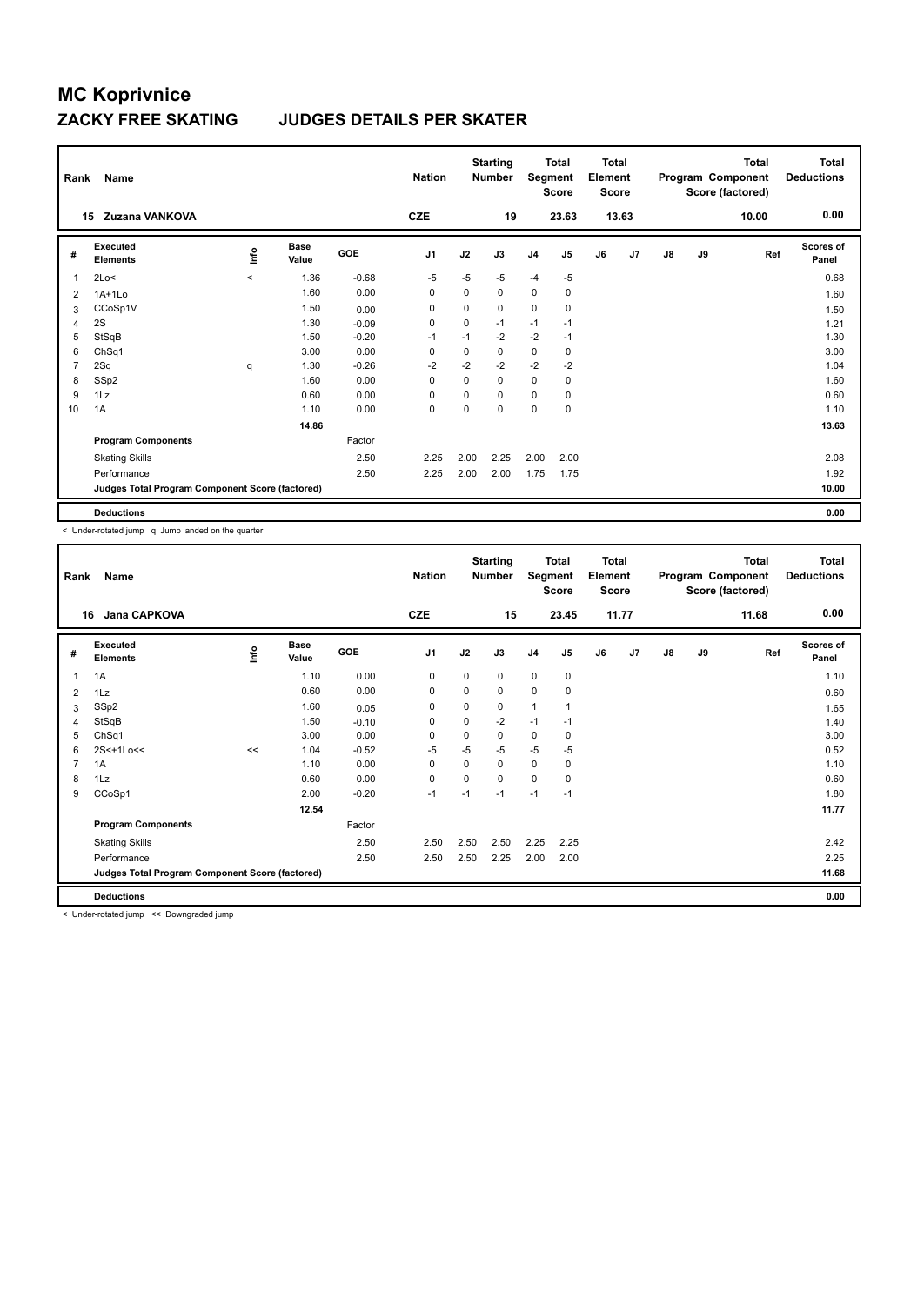# MC Koprivnice

## ZACKY FREE SKATING JUDGES DETAILS PER SKATER

| Rank | Name | Nation | Starting Number | Total Segment Score | Total Element Score | Total Program Component Score (factored) | Total Deductions |
|---|---|---|---|---|---|---|---|
| 15 | Zuzana VANKOVA | CZE | 19 | 23.63 | 13.63 | 10.00 | 0.00 |

| # | Executed Elements | Info | Base Value | GOE | J1 | J2 | J3 | J4 | J5 | J6 | J7 | J8 | J9 | Ref | Scores of Panel |
|---|---|---|---|---|---|---|---|---|---|---|---|---|---|---|---|
| 1 | 2Lo< | < | 1.36 | -0.68 | -5 | -5 | -5 | -4 | -5 | | | | | | 0.68 |
| 2 | 1A+1Lo | | 1.60 | 0.00 | 0 | 0 | 0 | 0 | 0 | | | | | | 1.60 |
| 3 | CCoSp1V | | 1.50 | 0.00 | 0 | 0 | 0 | 0 | 0 | | | | | | 1.50 |
| 4 | 2S | | 1.30 | -0.09 | 0 | 0 | -1 | -1 | -1 | | | | | | 1.21 |
| 5 | StSqB | | 1.50 | -0.20 | -1 | -1 | -2 | -2 | -1 | | | | | | 1.30 |
| 6 | ChSq1 | | 3.00 | 0.00 | 0 | 0 | 0 | 0 | 0 | | | | | | 3.00 |
| 7 | 2Sq | q | 1.30 | -0.26 | -2 | -2 | -2 | -2 | -2 | | | | | | 1.04 |
| 8 | SSp2 | | 1.60 | 0.00 | 0 | 0 | 0 | 0 | 0 | | | | | | 1.60 |
| 9 | 1Lz | | 0.60 | 0.00 | 0 | 0 | 0 | 0 | 0 | | | | | | 0.60 |
| 10 | 1A | | 1.10 | 0.00 | 0 | 0 | 0 | 0 | 0 | | | | | | 1.10 |
| | | | 14.86 | | | | | | | | | | | | 13.63 |
| | **Program Components** | | | Factor | | | | | | | | | | | |
| | Skating Skills | | | 2.50 | 2.25 | 2.00 | 2.25 | 2.00 | 2.00 | | | | | | 2.08 |
| | Performance | | | 2.50 | 2.25 | 2.00 | 2.00 | 1.75 | 1.75 | | | | | | 1.92 |
| | **Judges Total Program Component Score (factored)** | | | | | | | | | | | | | | 10.00 |
| | **Deductions** | | | | | | | | | | | | | | 0.00 |

< Under-rotated jump q Jump landed on the quarter

| Rank | Name | Nation | Starting Number | Total Segment Score | Total Element Score | Total Program Component Score (factored) | Total Deductions |
|---|---|---|---|---|---|---|---|
| 16 | Jana CAPKOVA | CZE | 15 | 23.45 | 11.77 | 11.68 | 0.00 |

| # | Executed Elements | Info | Base Value | GOE | J1 | J2 | J3 | J4 | J5 | J6 | J7 | J8 | J9 | Ref | Scores of Panel |
|---|---|---|---|---|---|---|---|---|---|---|---|---|---|---|---|
| 1 | 1A | | 1.10 | 0.00 | 0 | 0 | 0 | 0 | 0 | | | | | | 1.10 |
| 2 | 1Lz | | 0.60 | 0.00 | 0 | 0 | 0 | 0 | 0 | | | | | | 0.60 |
| 3 | SSp2 | | 1.60 | 0.05 | 0 | 0 | 0 | 1 | 1 | | | | | | 1.65 |
| 4 | StSqB | | 1.50 | -0.10 | 0 | 0 | -2 | -1 | -1 | | | | | | 1.40 |
| 5 | ChSq1 | | 3.00 | 0.00 | 0 | 0 | 0 | 0 | 0 | | | | | | 3.00 |
| 6 | 2S<+1Lo<< | << | 1.04 | -0.52 | -5 | -5 | -5 | -5 | -5 | | | | | | 0.52 |
| 7 | 1A | | 1.10 | 0.00 | 0 | 0 | 0 | 0 | 0 | | | | | | 1.10 |
| 8 | 1Lz | | 0.60 | 0.00 | 0 | 0 | 0 | 0 | 0 | | | | | | 0.60 |
| 9 | CCoSp1 | | 2.00 | -0.20 | -1 | -1 | -1 | -1 | -1 | | | | | | 1.80 |
| | | | 12.54 | | | | | | | | | | | | 11.77 |
| | **Program Components** | | | Factor | | | | | | | | | | | |
| | Skating Skills | | | 2.50 | 2.50 | 2.50 | 2.50 | 2.25 | 2.25 | | | | | | 2.42 |
| | Performance | | | 2.50 | 2.50 | 2.50 | 2.25 | 2.00 | 2.00 | | | | | | 2.25 |
| | **Judges Total Program Component Score (factored)** | | | | | | | | | | | | | | 11.68 |
| | **Deductions** | | | | | | | | | | | | | | 0.00 |

< Under-rotated jump << Downgraded jump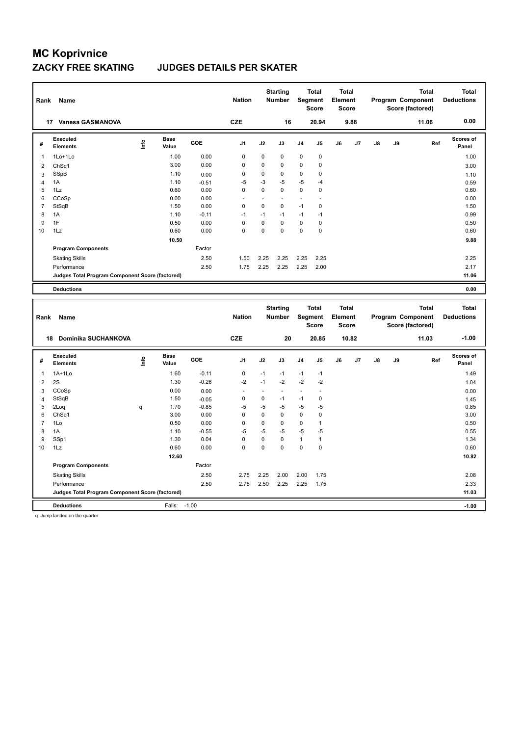# MC Koprivnice

## ZACKY FREE SKATING JUDGES DETAILS PER SKATER

| Rank | Name | Nation | Starting Number | Total Segment Score | Total Element Score | Total Program Component Score (factored) | Total Deductions |
|---|---|---|---|---|---|---|---|
| 17 | Vanesa GASMANOVA | CZE | 16 | 20.94 | 9.88 | 11.06 | 0.00 |

| # | Executed Elements | Info | Base Value | GOE | J1 | J2 | J3 | J4 | J5 | J6 | J7 | J8 | J9 | Ref | Scores of Panel |
|---|---|---|---|---|---|---|---|---|---|---|---|---|---|---|---|
| 1 | 1Lo+1Lo | | 1.00 | 0.00 | 0 | 0 | 0 | 0 | 0 | | | | | | 1.00 |
| 2 | ChSq1 | | 3.00 | 0.00 | 0 | 0 | 0 | 0 | 0 | | | | | | 3.00 |
| 3 | SSpB | | 1.10 | 0.00 | 0 | 0 | 0 | 0 | 0 | | | | | | 1.10 |
| 4 | 1A | | 1.10 | -0.51 | -5 | -3 | -5 | -5 | -4 | | | | | | 0.59 |
| 5 | 1Lz | | 0.60 | 0.00 | 0 | 0 | 0 | 0 | 0 | | | | | | 0.60 |
| 6 | CCoSp | | 0.00 | 0.00 | - | - | - | - | - | | | | | | 0.00 |
| 7 | StSqB | | 1.50 | 0.00 | 0 | 0 | 0 | -1 | 0 | | | | | | 1.50 |
| 8 | 1A | | 1.10 | -0.11 | -1 | -1 | -1 | -1 | -1 | | | | | | 0.99 |
| 9 | 1F | | 0.50 | 0.00 | 0 | 0 | 0 | 0 | 0 | | | | | | 0.50 |
| 10 | 1Lz | | 0.60 | 0.00 | 0 | 0 | 0 | 0 | 0 | | | | | | 0.60 |
| | | | 10.50 | | | | | | | | | | | | 9.88 |
| | Program Components | | | Factor | | | | | | | | | | | |
| | Skating Skills | | | 2.50 | 1.50 | 2.25 | 2.25 | 2.25 | 2.25 | | | | | | 2.25 |
| | Performance | | | 2.50 | 1.75 | 2.25 | 2.25 | 2.25 | 2.00 | | | | | | 2.17 |
| | Judges Total Program Component Score (factored) | | | | | | | | | | | | | | 11.06 |
| | Deductions | | | | | | | | | | | | | | 0.00 |

| Rank | Name | Nation | Starting Number | Total Segment Score | Total Element Score | Total Program Component Score (factored) | Total Deductions |
|---|---|---|---|---|---|---|---|
| 18 | Dominika SUCHANKOVA | CZE | 20 | 20.85 | 10.82 | 11.03 | -1.00 |

| # | Executed Elements | Info | Base Value | GOE | J1 | J2 | J3 | J4 | J5 | J6 | J7 | J8 | J9 | Ref | Scores of Panel |
|---|---|---|---|---|---|---|---|---|---|---|---|---|---|---|---|
| 1 | 1A+1Lo | | 1.60 | -0.11 | 0 | -1 | -1 | -1 | -1 | | | | | | 1.49 |
| 2 | 2S | | 1.30 | -0.26 | -2 | -1 | -2 | -2 | -2 | | | | | | 1.04 |
| 3 | CCoSp | | 0.00 | 0.00 | - | - | - | - | - | | | | | | 0.00 |
| 4 | StSqB | | 1.50 | -0.05 | 0 | 0 | -1 | -1 | 0 | | | | | | 1.45 |
| 5 | 2Loq | q | 1.70 | -0.85 | -5 | -5 | -5 | -5 | -5 | | | | | | 0.85 |
| 6 | ChSq1 | | 3.00 | 0.00 | 0 | 0 | 0 | 0 | 0 | | | | | | 3.00 |
| 7 | 1Lo | | 0.50 | 0.00 | 0 | 0 | 0 | 0 | 1 | | | | | | 0.50 |
| 8 | 1A | | 1.10 | -0.55 | -5 | -5 | -5 | -5 | -5 | | | | | | 0.55 |
| 9 | SSp1 | | 1.30 | 0.04 | 0 | 0 | 0 | 1 | 1 | | | | | | 1.34 |
| 10 | 1Lz | | 0.60 | 0.00 | 0 | 0 | 0 | 0 | 0 | | | | | | 0.60 |
| | | | 12.60 | | | | | | | | | | | | 10.82 |
| | Program Components | | | Factor | | | | | | | | | | | |
| | Skating Skills | | | 2.50 | 2.75 | 2.25 | 2.00 | 2.00 | 1.75 | | | | | | 2.08 |
| | Performance | | | 2.50 | 2.75 | 2.50 | 2.25 | 2.25 | 1.75 | | | | | | 2.33 |
| | Judges Total Program Component Score (factored) | | | | | | | | | | | | | | 11.03 |
| | Deductions | | Falls: | -1.00 | | | | | | | | | | | -1.00 |

q Jump landed on the quarter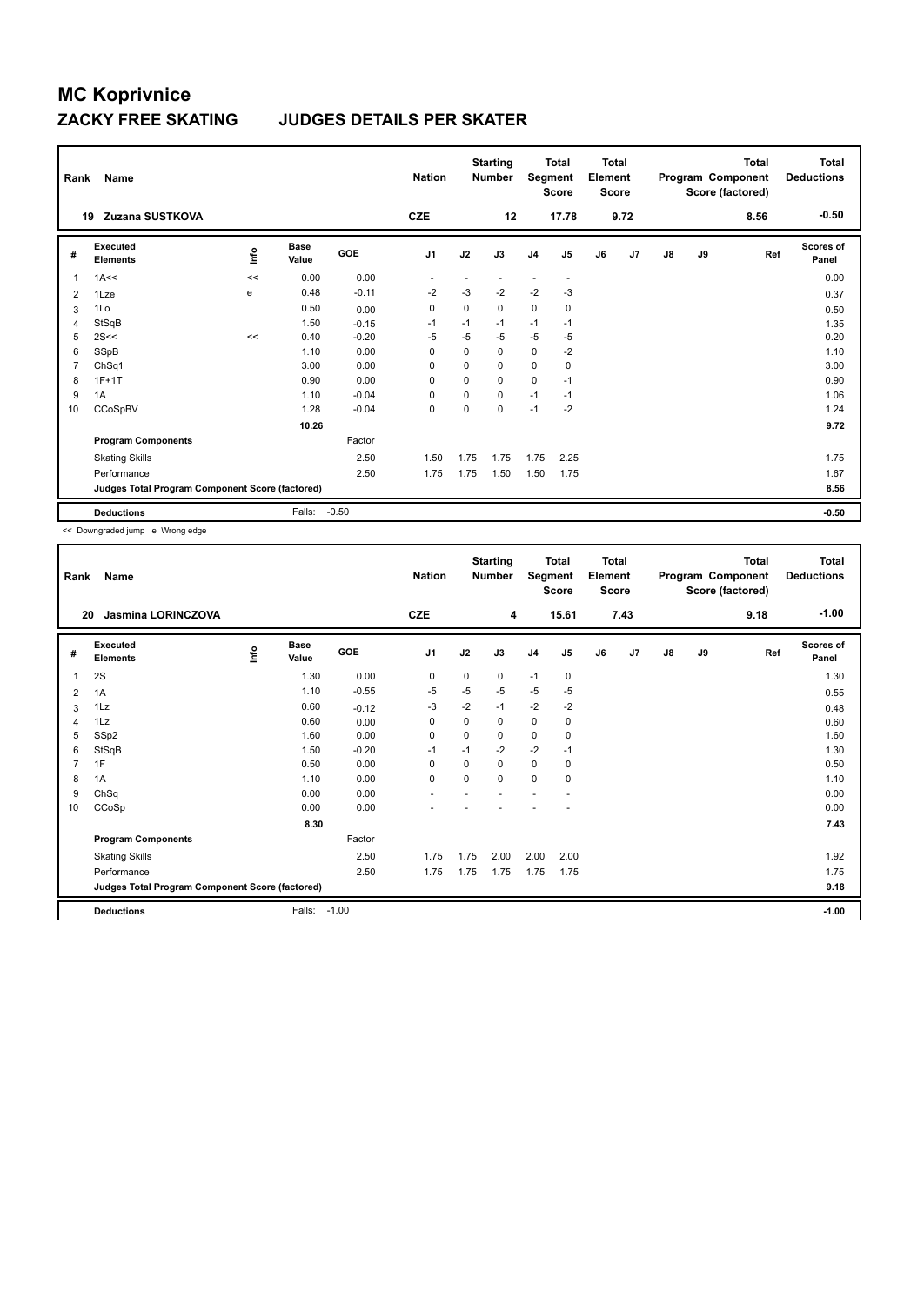# MC Koprivnice

## ZACKY FREE SKATING JUDGES DETAILS PER SKATER

| Rank | Name | Nation | Starting Number | Total Segment Score | Total Element Score | Total Program Component Score (factored) | Total Deductions |
|---|---|---|---|---|---|---|---|
| 19 | Zuzana SUSTKOVA | CZE | 12 | 17.78 | 9.72 | 8.56 | -0.50 |

| # | Executed Elements | Info | Base Value | GOE | J1 | J2 | J3 | J4 | J5 | J6 | J7 | J8 | J9 | Ref | Scores of Panel |
|---|---|---|---|---|---|---|---|---|---|---|---|---|---|---|---|
| 1 | 1A<< | << | 0.00 | 0.00 | - | - | - | - | - | | | | | | 0.00 |
| 2 | 1Lze | e | 0.48 | -0.11 | -2 | -3 | -2 | -2 | -3 | | | | | | 0.37 |
| 3 | 1Lo | | 0.50 | 0.00 | 0 | 0 | 0 | 0 | 0 | | | | | | 0.50 |
| 4 | StSqB | | 1.50 | -0.15 | -1 | -1 | -1 | -1 | -1 | | | | | | 1.35 |
| 5 | 2S<< | << | 0.40 | -0.20 | -5 | -5 | -5 | -5 | -5 | | | | | | 0.20 |
| 6 | SSpB | | 1.10 | 0.00 | 0 | 0 | 0 | 0 | -2 | | | | | | 1.10 |
| 7 | ChSq1 | | 3.00 | 0.00 | 0 | 0 | 0 | 0 | 0 | | | | | | 3.00 |
| 8 | 1F+1T | | 0.90 | 0.00 | 0 | 0 | 0 | 0 | -1 | | | | | | 0.90 |
| 9 | 1A | | 1.10 | -0.04 | 0 | 0 | 0 | -1 | -1 | | | | | | 1.06 |
| 10 | CCoSpBV | | 1.28 | -0.04 | 0 | 0 | 0 | -1 | -2 | | | | | | 1.24 |
| | | | 10.26 | | | | | | | | | | | | 9.72 |
| | **Program Components** | | | Factor | | | | | | | | | | | |
| | Skating Skills | | | 2.50 | 1.50 | 1.75 | 1.75 | 1.75 | 2.25 | | | | | | 1.75 |
| | Performance | | | 2.50 | 1.75 | 1.75 | 1.50 | 1.50 | 1.75 | | | | | | 1.67 |
| | **Judges Total Program Component Score (factored)** | | | | | | | | | | | | | | 8.56 |
| | **Deductions** | | Falls: | -0.50 | | | | | | | | | | | -0.50 |

<< Downgraded jump e Wrong edge

| Rank | Name | Nation | Starting Number | Total Segment Score | Total Element Score | Total Program Component Score (factored) | Total Deductions |
|---|---|---|---|---|---|---|---|
| 20 | Jasmina LORINCZOVA | CZE | 4 | 15.61 | 7.43 | 9.18 | -1.00 |

| # | Executed Elements | Info | Base Value | GOE | J1 | J2 | J3 | J4 | J5 | J6 | J7 | J8 | J9 | Ref | Scores of Panel |
|---|---|---|---|---|---|---|---|---|---|---|---|---|---|---|---|
| 1 | 2S | | 1.30 | 0.00 | 0 | 0 | 0 | -1 | 0 | | | | | | 1.30 |
| 2 | 1A | | 1.10 | -0.55 | -5 | -5 | -5 | -5 | -5 | | | | | | 0.55 |
| 3 | 1Lz | | 0.60 | -0.12 | -3 | -2 | -1 | -2 | -2 | | | | | | 0.48 |
| 4 | 1Lz | | 0.60 | 0.00 | 0 | 0 | 0 | 0 | 0 | | | | | | 0.60 |
| 5 | SSp2 | | 1.60 | 0.00 | 0 | 0 | 0 | 0 | 0 | | | | | | 1.60 |
| 6 | StSqB | | 1.50 | -0.20 | -1 | -1 | -2 | -2 | -1 | | | | | | 1.30 |
| 7 | 1F | | 0.50 | 0.00 | 0 | 0 | 0 | 0 | 0 | | | | | | 0.50 |
| 8 | 1A | | 1.10 | 0.00 | 0 | 0 | 0 | 0 | 0 | | | | | | 1.10 |
| 9 | ChSq | | 0.00 | 0.00 | - | - | - | - | - | | | | | | 0.00 |
| 10 | CCoSp | | 0.00 | 0.00 | - | - | - | - | - | | | | | | 0.00 |
| | | | 8.30 | | | | | | | | | | | | 7.43 |
| | **Program Components** | | | Factor | | | | | | | | | | | |
| | Skating Skills | | | 2.50 | 1.75 | 1.75 | 2.00 | 2.00 | 2.00 | | | | | | 1.92 |
| | Performance | | | 2.50 | 1.75 | 1.75 | 1.75 | 1.75 | 1.75 | | | | | | 1.75 |
| | **Judges Total Program Component Score (factored)** | | | | | | | | | | | | | | 9.18 |
| | **Deductions** | | Falls: | -1.00 | | | | | | | | | | | -1.00 |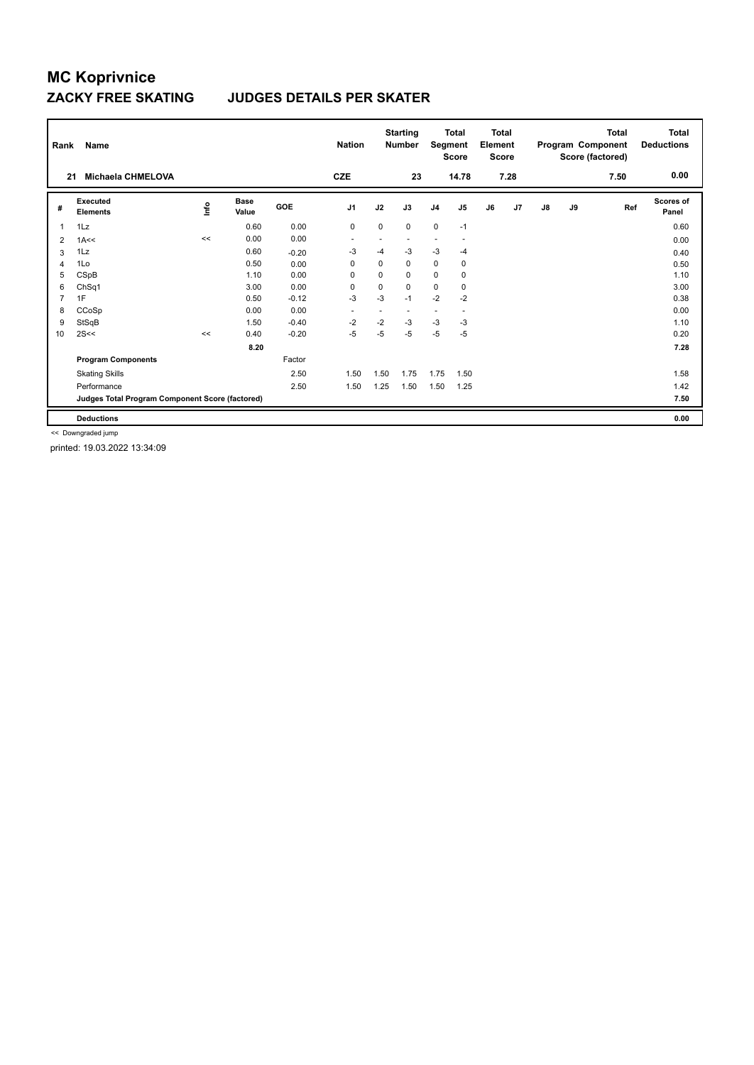# MC Koprivnice

## ZACKY FREE SKATING JUDGES DETAILS PER SKATER

| Rank | Name | Nation | Starting Number | Total Segment Score | Total Element Score | Total Program Component Score (factored) | Total Deductions |
|---|---|---|---|---|---|---|---|
| 21 | Michaela CHMELOVA | CZE | 23 | 14.78 | 7.28 | 7.50 | 0.00 |

| # | Executed Elements | Info | Base Value | GOE | J1 | J2 | J3 | J4 | J5 | J6 | J7 | J8 | J9 | Ref | Scores of Panel |
|---|---|---|---|---|---|---|---|---|---|---|---|---|---|---|---|
| 1 | 1Lz | | 0.60 | 0.00 | 0 | 0 | 0 | 0 | -1 | | | | | | 0.60 |
| 2 | 1A<< | << | 0.00 | 0.00 | - | - | - | - | - | | | | | | 0.00 |
| 3 | 1Lz | | 0.60 | -0.20 | -3 | -4 | -3 | -3 | -4 | | | | | | 0.40 |
| 4 | 1Lo | | 0.50 | 0.00 | 0 | 0 | 0 | 0 | 0 | | | | | | 0.50 |
| 5 | CSpB | | 1.10 | 0.00 | 0 | 0 | 0 | 0 | 0 | | | | | | 1.10 |
| 6 | ChSq1 | | 3.00 | 0.00 | 0 | 0 | 0 | 0 | 0 | | | | | | 3.00 |
| 7 | 1F | | 0.50 | -0.12 | -3 | -3 | -1 | -2 | -2 | | | | | | 0.38 |
| 8 | CCoSp | | 0.00 | 0.00 | - | - | - | - | - | | | | | | 0.00 |
| 9 | StSqB | | 1.50 | -0.40 | -2 | -2 | -3 | -3 | -3 | | | | | | 1.10 |
| 10 | 2S<< | << | 0.40 | -0.20 | -5 | -5 | -5 | -5 | -5 | | | | | | 0.20 |
| | | | 8.20 | | | | | | | | | | | | 7.28 |
| | **Program Components** | | | Factor | | | | | | | | | | | |
| | Skating Skills | | | 2.50 | 1.50 | 1.50 | 1.75 | 1.75 | 1.50 | | | | | | 1.58 |
| | Performance | | | 2.50 | 1.50 | 1.25 | 1.50 | 1.50 | 1.25 | | | | | | 1.42 |
| | **Judges Total Program Component Score (factored)** | | | | | | | | | | | | | | 7.50 |
| | **Deductions** | | | | | | | | | | | | | | 0.00 |

<< Downgraded jump

printed: 19.03.2022 13:34:09